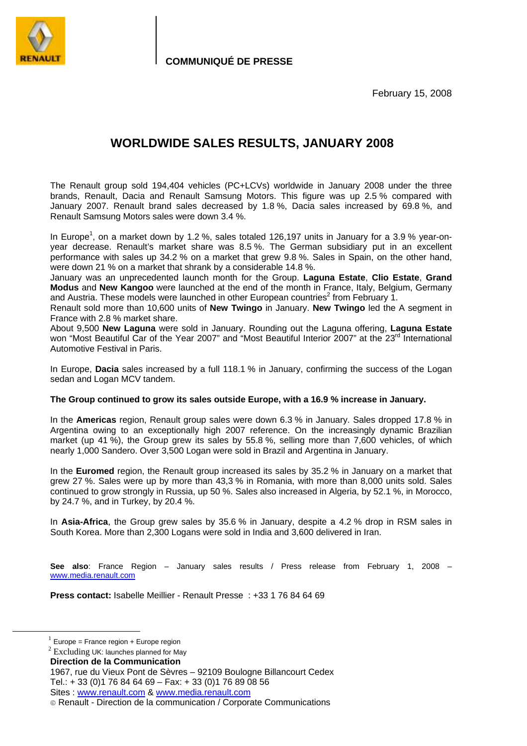**COMMUNIQUÉ DE PRESSE**

February 15, 2008

# WORLDWIDE SALES RESULTS, JANUARY 2008

The Renault group sold 194,404 vehicles (PC+LCVs) worldwide in January 2008 under the three brands, Renault, Dacia and Renault Samsung Motors. This figure was up 2.5 % compared with January 2007. Renault brand sales decreased by 1.8 %, Dacia sales increased by 69.8 %, and Renault Samsung Motors sales were down 3.4 %.

In Europe[1], on a market down by 1.2 %, sales totaled 126,197 units in January for a 3.9 % year-on-year decrease. Renault's market share was 8.5 %. The German subsidiary put in an excellent performance with sales up 34.2 % on a market that grew 9.8 %. Sales in Spain, on the other hand, were down 21 % on a market that shrank by a considerable 14.8 %.

January was an unprecedented launch month for the Group. **Laguna Estate**, **Clio Estate**, **Grand Modus** and **New Kangoo** were launched at the end of the month in France, Italy, Belgium, Germany and Austria. These models were launched in other European countries[2] from February 1.

Renault sold more than 10,600 units of **New Twingo** in January. **New Twingo** led the A segment in France with 2.8 % market share.

About 9,500 **New Laguna** were sold in January. Rounding out the Laguna offering, **Laguna Estate** won "Most Beautiful Car of the Year 2007" and "Most Beautiful Interior 2007" at the 23rd International Automotive Festival in Paris.

In Europe, **Dacia** sales increased by a full 118.1 % in January, confirming the success of the Logan sedan and Logan MCV tandem.

**The Group continued to grow its sales outside Europe, with a 16.9 % increase in January.**

In the **Americas** region, Renault group sales were down 6.3 % in January. Sales dropped 17.8 % in Argentina owing to an exceptionally high 2007 reference. On the increasingly dynamic Brazilian market (up 41 %), the Group grew its sales by 55.8 %, selling more than 7,600 vehicles, of which nearly 1,000 Sandero. Over 3,500 Logan were sold in Brazil and Argentina in January.

In the **Euromed** region, the Renault group increased its sales by 35.2 % in January on a market that grew 27 %. Sales were up by more than 43,3 % in Romania, with more than 8,000 units sold. Sales continued to grow strongly in Russia, up 50 %. Sales also increased in Algeria, by 52.1 %, in Morocco, by 24.7 %, and in Turkey, by 20.4 %.

In **Asia-Africa**, the Group grew sales by 35.6 % in January, despite a 4.2 % drop in RSM sales in South Korea. More than 2,300 Logans were sold in India and 3,600 delivered in Iran.

**See also**: France Region – January sales results / Press release from February 1, 2008 – www.media.renault.com

**Press contact:** Isabelle Meillier - Renault Presse : +33 1 76 84 64 69

[1] Europe = France region + Europe region

[2] Excluding UK: launches planned for May

**Direction de la Communication**
1967, rue du Vieux Pont de Sèvres – 92109 Boulogne Billancourt Cedex
Tel.: + 33 (0)1 76 84 64 69 – Fax: + 33 (0)1 76 89 08 56
Sites : www.renault.com & www.media.renault.com
© Renault - Direction de la communication / Corporate Communications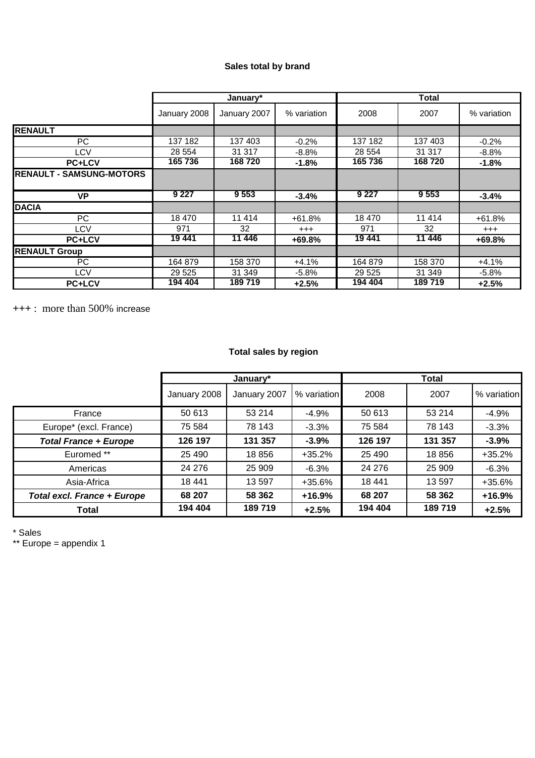### Sales total by brand

| | January* | | | Total | | |
|---|---|---|---|---|---|---|
| | January 2008 | January 2007 | % variation | 2008 | 2007 | % variation |
| **RENAULT** | | | | | | |
| PC | 137 182 | 137 403 | -0.2% | 137 182 | 137 403 | -0.2% |
| LCV | 28 554 | 31 317 | -8.8% | 28 554 | 31 317 | -8.8% |
| **PC+LCV** | **165 736** | **168 720** | **-1.8%** | **165 736** | **168 720** | **-1.8%** |
| **RENAULT - SAMSUNG-MOTORS** | | | | | | |
| **VP** | **9 227** | **9 553** | **-3.4%** | **9 227** | **9 553** | **-3.4%** |
| **DACIA** | | | | | | |
| PC | 18 470 | 11 414 | +61.8% | 18 470 | 11 414 | +61.8% |
| LCV | 971 | 32 | +++ | 971 | 32 | +++ |
| **PC+LCV** | **19 441** | **11 446** | **+69.8%** | **19 441** | **11 446** | **+69.8%** |
| **RENAULT Group** | | | | | | |
| PC | 164 879 | 158 370 | +4.1% | 164 879 | 158 370 | +4.1% |
| LCV | 29 525 | 31 349 | -5.8% | 29 525 | 31 349 | -5.8% |
| **PC+LCV** | **194 404** | **189 719** | **+2.5%** | **194 404** | **189 719** | **+2.5%** |

+++ : more than 500% increase

### Total sales by region

| | January* | | | Total | | |
|---|---|---|---|---|---|---|
| | January 2008 | January 2007 | % variation | 2008 | 2007 | % variation |
| France | 50 613 | 53 214 | -4.9% | 50 613 | 53 214 | -4.9% |
| Europe* (excl. France) | 75 584 | 78 143 | -3.3% | 75 584 | 78 143 | -3.3% |
| ***Total France + Europe*** | **126 197** | **131 357** | **-3.9%** | **126 197** | **131 357** | **-3.9%** |
| Euromed ** | 25 490 | 18 856 | +35.2% | 25 490 | 18 856 | +35.2% |
| Americas | 24 276 | 25 909 | -6.3% | 24 276 | 25 909 | -6.3% |
| Asia-Africa | 18 441 | 13 597 | +35.6% | 18 441 | 13 597 | +35.6% |
| ***Total excl. France + Europe*** | **68 207** | **58 362** | **+16.9%** | **68 207** | **58 362** | **+16.9%** |
| **Total** | **194 404** | **189 719** | **+2.5%** | **194 404** | **189 719** | **+2.5%** |

\* Sales

** Europe = appendix 1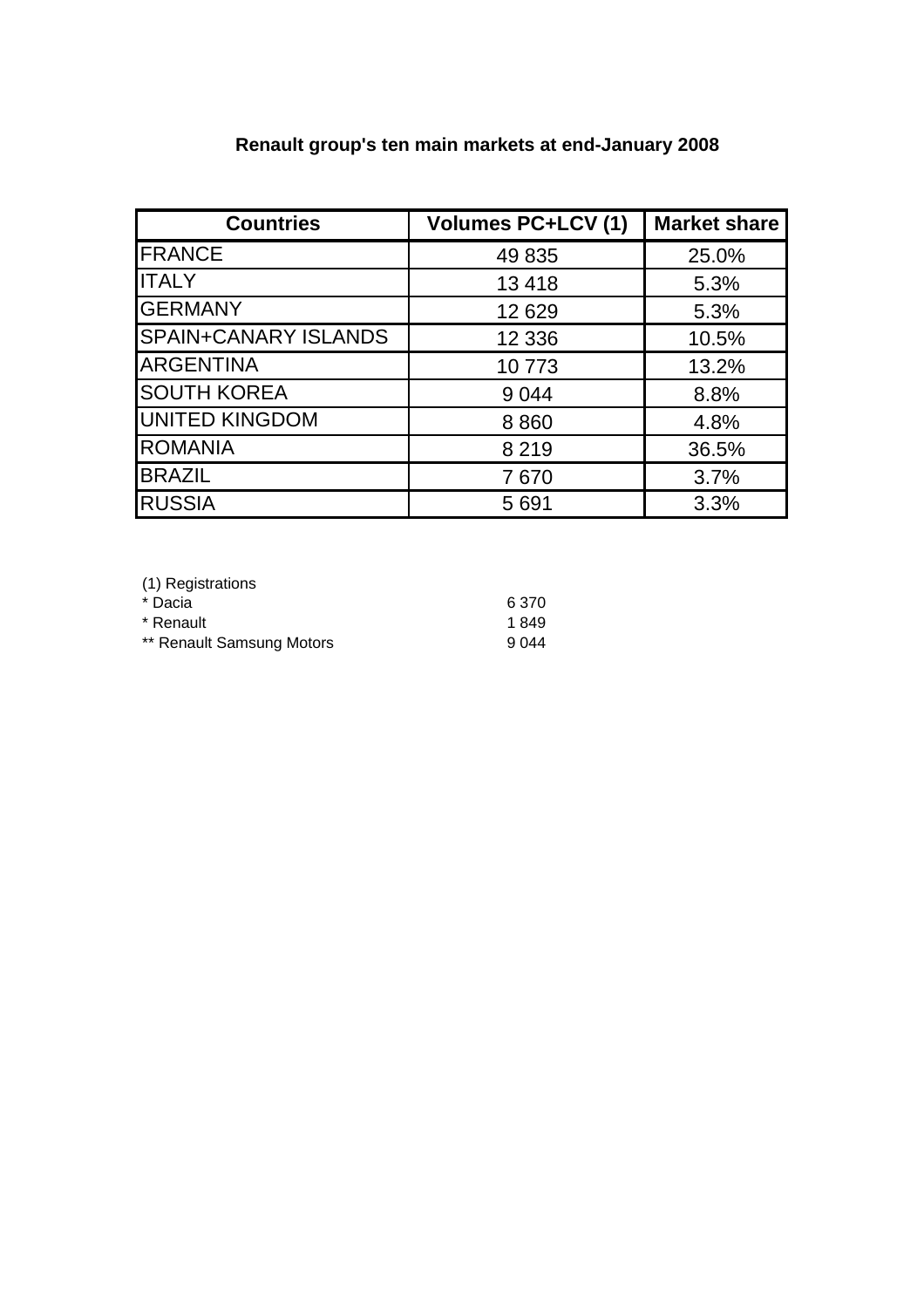## Renault group's ten main markets at end-January 2008

| Countries | Volumes PC+LCV (1) | Market share |
| --- | --- | --- |
| FRANCE | 49 835 | 25.0% |
| ITALY | 13 418 | 5.3% |
| GERMANY | 12 629 | 5.3% |
| SPAIN+CANARY ISLANDS | 12 336 | 10.5% |
| ARGENTINA | 10 773 | 13.2% |
| SOUTH KOREA | 9 044 | 8.8% |
| UNITED KINGDOM | 8 860 | 4.8% |
| ROMANIA | 8 219 | 36.5% |
| BRAZIL | 7 670 | 3.7% |
| RUSSIA | 5 691 | 3.3% |

(1) Registrations

| | |
| --- | --- |
| * Dacia | 6 370 |
| * Renault | 1 849 |
| ** Renault Samsung Motors | 9 044 |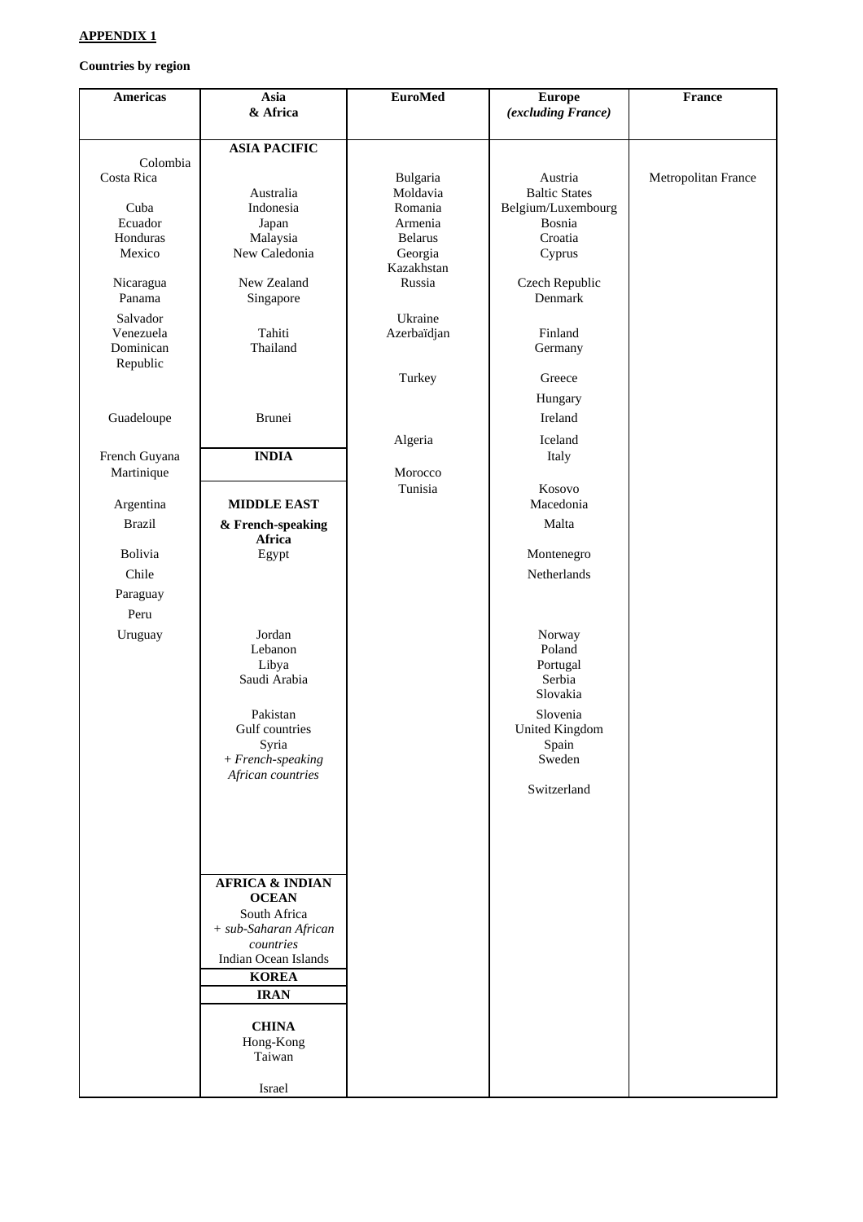**APPENDIX 1**

**Countries by region**

| **Americas** | **Asia & Africa** | **EuroMed** | **Europe** *(excluding France)* | **France** |
|---|---|---|---|---|
| Colombia | **ASIA PACIFIC** | Bulgaria | Austria | Metropolitan France |
| Costa Rica | Australia | Moldavia | Baltic States | |
| Cuba | Indonesia | Romania | Belgium/Luxembourg | |
| Ecuador | Japan | Armenia | Bosnia | |
| Honduras | Malaysia | Belarus | Croatia | |
| Mexico | New Caledonia | Georgia | Cyprus | |
| Nicaragua | New Zealand | Kazakhstan | Czech Republic | |
| Panama | Singapore | Russia | Denmark | |
| Salvador | Tahiti | Ukraine | Finland | |
| Venezuela | Thailand | Azerbaïdjan | Germany | |
| Dominican Republic | Brunei | Turkey | Greece | |
| Guadeloupe | **INDIA** | Algeria | Hungary | |
| French Guyana | **MIDDLE EAST & French-speaking Africa** | Morocco | Ireland | |
| Martinique | Egypt | Tunisia | Iceland | |
| Argentina | Jordan | | Italy | |
| Brazil | Lebanon | | Kosovo | |
| Bolivia | Libya | | Macedonia | |
| Chile | Saudi Arabia | | Malta | |
| Paraguay | Pakistan | | Montenegro | |
| Peru | Gulf countries | | Netherlands | |
| Uruguay | Syria | | Norway | |
| | *+ French-speaking African countries* | | Poland | |
| | **AFRICA & INDIAN OCEAN** | | Portugal | |
| | South Africa | | Serbia | |
| | *+ sub-Saharan African countries* | | Slovakia | |
| | Indian Ocean Islands | | Slovenia | |
| | **KOREA** | | United Kingdom | |
| | **IRAN** | | Spain | |
| | **CHINA** | | Sweden | |
| | Hong-Kong | | Switzerland | |
| | Taiwan | | | |
| | Israel | | | |